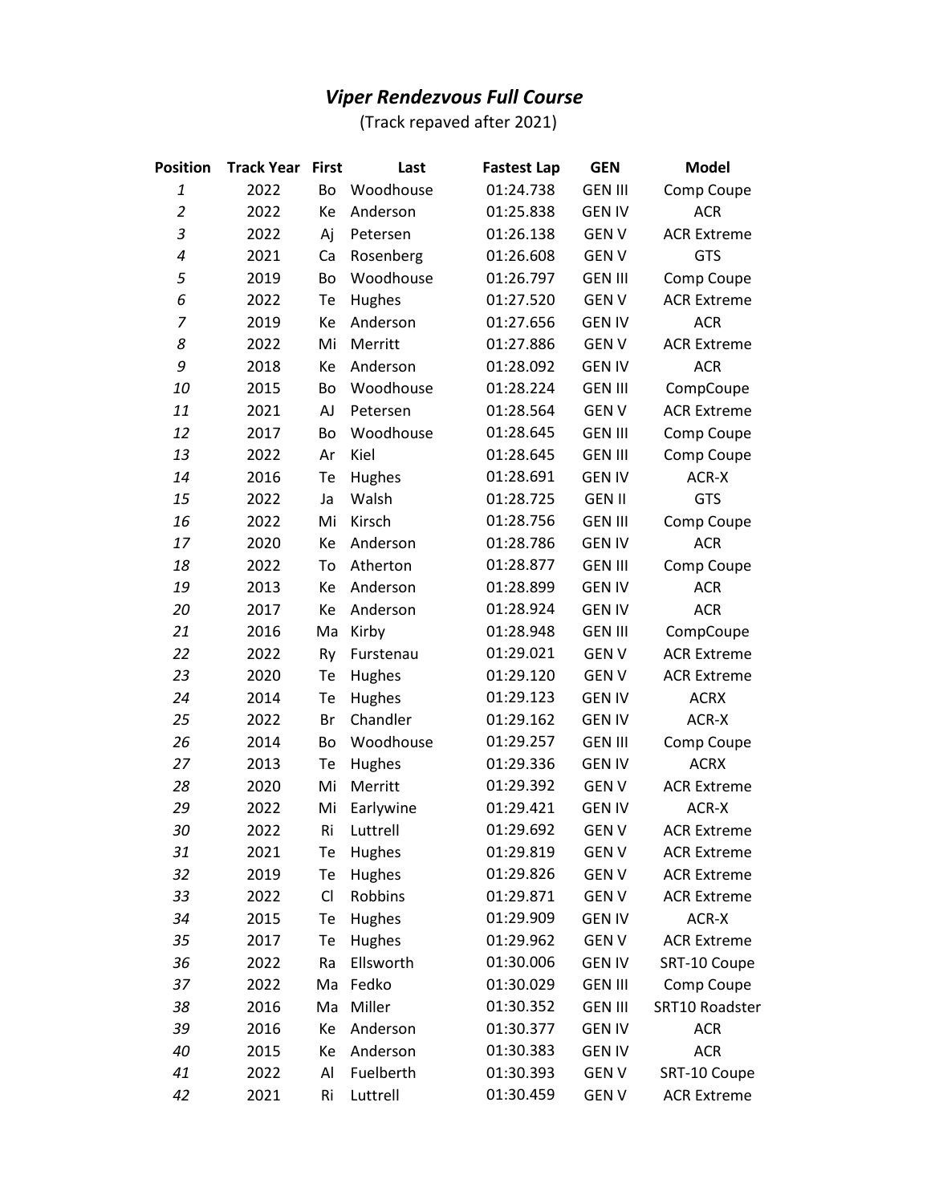# *Viper Rendezvous Full Course*

(Track repaved after 2021)

| Position | Track Year | First | Last | Fastest Lap | GEN | Model |
|---|---|---|---|---|---|---|
| *1* | 2022 | Bo | Woodhouse | 01:24.738 | GEN III | Comp Coupe |
| *2* | 2022 | Ke | Anderson | 01:25.838 | GEN IV | ACR |
| *3* | 2022 | Aj | Petersen | 01:26.138 | GEN V | ACR Extreme |
| *4* | 2021 | Ca | Rosenberg | 01:26.608 | GEN V | GTS |
| *5* | 2019 | Bo | Woodhouse | 01:26.797 | GEN III | Comp Coupe |
| *6* | 2022 | Te | Hughes | 01:27.520 | GEN V | ACR Extreme |
| *7* | 2019 | Ke | Anderson | 01:27.656 | GEN IV | ACR |
| *8* | 2022 | Mi | Merritt | 01:27.886 | GEN V | ACR Extreme |
| *9* | 2018 | Ke | Anderson | 01:28.092 | GEN IV | ACR |
| *10* | 2015 | Bo | Woodhouse | 01:28.224 | GEN III | CompCoupe |
| *11* | 2021 | AJ | Petersen | 01:28.564 | GEN V | ACR Extreme |
| *12* | 2017 | Bo | Woodhouse | 01:28.645 | GEN III | Comp Coupe |
| *13* | 2022 | Ar | Kiel | 01:28.645 | GEN III | Comp Coupe |
| *14* | 2016 | Te | Hughes | 01:28.691 | GEN IV | ACR-X |
| *15* | 2022 | Ja | Walsh | 01:28.725 | GEN II | GTS |
| *16* | 2022 | Mi | Kirsch | 01:28.756 | GEN III | Comp Coupe |
| *17* | 2020 | Ke | Anderson | 01:28.786 | GEN IV | ACR |
| *18* | 2022 | To | Atherton | 01:28.877 | GEN III | Comp Coupe |
| *19* | 2013 | Ke | Anderson | 01:28.899 | GEN IV | ACR |
| *20* | 2017 | Ke | Anderson | 01:28.924 | GEN IV | ACR |
| *21* | 2016 | Ma | Kirby | 01:28.948 | GEN III | CompCoupe |
| *22* | 2022 | Ry | Furstenau | 01:29.021 | GEN V | ACR Extreme |
| *23* | 2020 | Te | Hughes | 01:29.120 | GEN V | ACR Extreme |
| *24* | 2014 | Te | Hughes | 01:29.123 | GEN IV | ACRX |
| *25* | 2022 | Br | Chandler | 01:29.162 | GEN IV | ACR-X |
| *26* | 2014 | Bo | Woodhouse | 01:29.257 | GEN III | Comp Coupe |
| *27* | 2013 | Te | Hughes | 01:29.336 | GEN IV | ACRX |
| *28* | 2020 | Mi | Merritt | 01:29.392 | GEN V | ACR Extreme |
| *29* | 2022 | Mi | Earlywine | 01:29.421 | GEN IV | ACR-X |
| *30* | 2022 | Ri | Luttrell | 01:29.692 | GEN V | ACR Extreme |
| *31* | 2021 | Te | Hughes | 01:29.819 | GEN V | ACR Extreme |
| *32* | 2019 | Te | Hughes | 01:29.826 | GEN V | ACR Extreme |
| *33* | 2022 | Cl | Robbins | 01:29.871 | GEN V | ACR Extreme |
| *34* | 2015 | Te | Hughes | 01:29.909 | GEN IV | ACR-X |
| *35* | 2017 | Te | Hughes | 01:29.962 | GEN V | ACR Extreme |
| *36* | 2022 | Ra | Ellsworth | 01:30.006 | GEN IV | SRT-10 Coupe |
| *37* | 2022 | Ma | Fedko | 01:30.029 | GEN III | Comp Coupe |
| *38* | 2016 | Ma | Miller | 01:30.352 | GEN III | SRT10 Roadster |
| *39* | 2016 | Ke | Anderson | 01:30.377 | GEN IV | ACR |
| *40* | 2015 | Ke | Anderson | 01:30.383 | GEN IV | ACR |
| *41* | 2022 | Al | Fuelberth | 01:30.393 | GEN V | SRT-10 Coupe |
| *42* | 2021 | Ri | Luttrell | 01:30.459 | GEN V | ACR Extreme |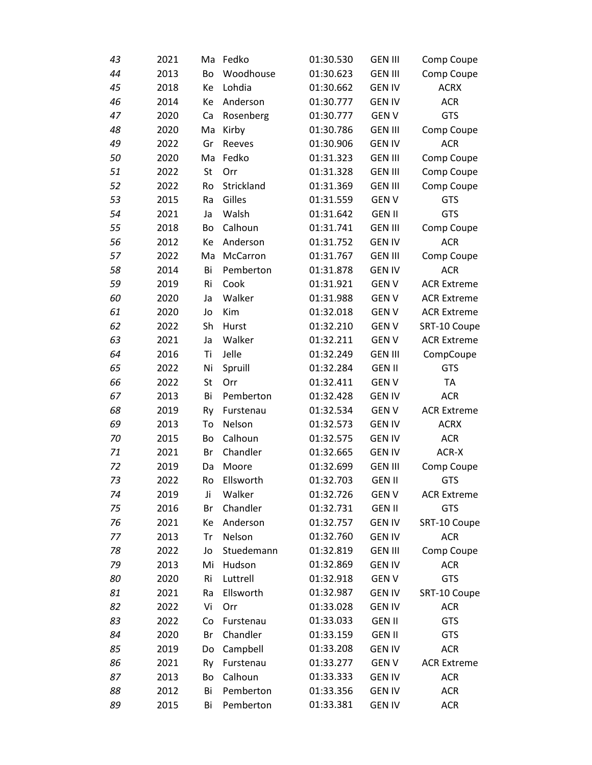| | | | | | | |
|---|---|---|---|---|---|---|
| *43* | 2021 | Ma | Fedko | 01:30.530 | GEN III | Comp Coupe |
| *44* | 2013 | Bo | Woodhouse | 01:30.623 | GEN III | Comp Coupe |
| *45* | 2018 | Ke | Lohdia | 01:30.662 | GEN IV | ACRX |
| *46* | 2014 | Ke | Anderson | 01:30.777 | GEN IV | ACR |
| *47* | 2020 | Ca | Rosenberg | 01:30.777 | GEN V | GTS |
| *48* | 2020 | Ma | Kirby | 01:30.786 | GEN III | Comp Coupe |
| *49* | 2022 | Gr | Reeves | 01:30.906 | GEN IV | ACR |
| *50* | 2020 | Ma | Fedko | 01:31.323 | GEN III | Comp Coupe |
| *51* | 2022 | St | Orr | 01:31.328 | GEN III | Comp Coupe |
| *52* | 2022 | Ro | Strickland | 01:31.369 | GEN III | Comp Coupe |
| *53* | 2015 | Ra | Gilles | 01:31.559 | GEN V | GTS |
| *54* | 2021 | Ja | Walsh | 01:31.642 | GEN II | GTS |
| *55* | 2018 | Bo | Calhoun | 01:31.741 | GEN III | Comp Coupe |
| *56* | 2012 | Ke | Anderson | 01:31.752 | GEN IV | ACR |
| *57* | 2022 | Ma | McCarron | 01:31.767 | GEN III | Comp Coupe |
| *58* | 2014 | Bi | Pemberton | 01:31.878 | GEN IV | ACR |
| *59* | 2019 | Ri | Cook | 01:31.921 | GEN V | ACR Extreme |
| *60* | 2020 | Ja | Walker | 01:31.988 | GEN V | ACR Extreme |
| *61* | 2020 | Jo | Kim | 01:32.018 | GEN V | ACR Extreme |
| *62* | 2022 | Sh | Hurst | 01:32.210 | GEN V | SRT-10 Coupe |
| *63* | 2021 | Ja | Walker | 01:32.211 | GEN V | ACR Extreme |
| *64* | 2016 | Ti | Jelle | 01:32.249 | GEN III | CompCoupe |
| *65* | 2022 | Ni | Spruill | 01:32.284 | GEN II | GTS |
| *66* | 2022 | St | Orr | 01:32.411 | GEN V | TA |
| *67* | 2013 | Bi | Pemberton | 01:32.428 | GEN IV | ACR |
| *68* | 2019 | Ry | Furstenau | 01:32.534 | GEN V | ACR Extreme |
| *69* | 2013 | To | Nelson | 01:32.573 | GEN IV | ACRX |
| *70* | 2015 | Bo | Calhoun | 01:32.575 | GEN IV | ACR |
| *71* | 2021 | Br | Chandler | 01:32.665 | GEN IV | ACR-X |
| *72* | 2019 | Da | Moore | 01:32.699 | GEN III | Comp Coupe |
| *73* | 2022 | Ro | Ellsworth | 01:32.703 | GEN II | GTS |
| *74* | 2019 | Ji | Walker | 01:32.726 | GEN V | ACR Extreme |
| *75* | 2016 | Br | Chandler | 01:32.731 | GEN II | GTS |
| *76* | 2021 | Ke | Anderson | 01:32.757 | GEN IV | SRT-10 Coupe |
| *77* | 2013 | Tr | Nelson | 01:32.760 | GEN IV | ACR |
| *78* | 2022 | Jo | Stuedemann | 01:32.819 | GEN III | Comp Coupe |
| *79* | 2013 | Mi | Hudson | 01:32.869 | GEN IV | ACR |
| *80* | 2020 | Ri | Luttrell | 01:32.918 | GEN V | GTS |
| *81* | 2021 | Ra | Ellsworth | 01:32.987 | GEN IV | SRT-10 Coupe |
| *82* | 2022 | Vi | Orr | 01:33.028 | GEN IV | ACR |
| *83* | 2022 | Co | Furstenau | 01:33.033 | GEN II | GTS |
| *84* | 2020 | Br | Chandler | 01:33.159 | GEN II | GTS |
| *85* | 2019 | Do | Campbell | 01:33.208 | GEN IV | ACR |
| *86* | 2021 | Ry | Furstenau | 01:33.277 | GEN V | ACR Extreme |
| *87* | 2013 | Bo | Calhoun | 01:33.333 | GEN IV | ACR |
| *88* | 2012 | Bi | Pemberton | 01:33.356 | GEN IV | ACR |
| *89* | 2015 | Bi | Pemberton | 01:33.381 | GEN IV | ACR |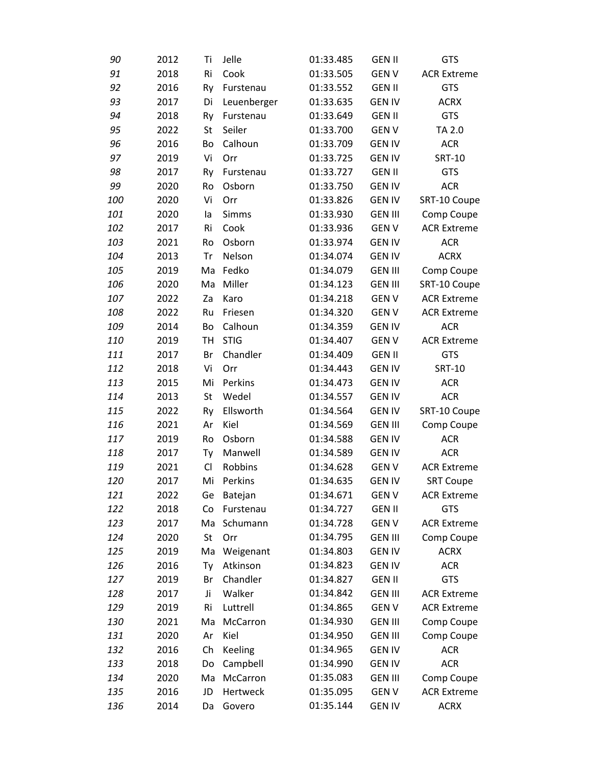| | | | | | | |
|---|---|---|---|---|---|---|
| *90* | 2012 | Ti | Jelle | 01:33.485 | GEN II | GTS |
| *91* | 2018 | Ri | Cook | 01:33.505 | GEN V | ACR Extreme |
| *92* | 2016 | Ry | Furstenau | 01:33.552 | GEN II | GTS |
| *93* | 2017 | Di | Leuenberger | 01:33.635 | GEN IV | ACRX |
| *94* | 2018 | Ry | Furstenau | 01:33.649 | GEN II | GTS |
| *95* | 2022 | St | Seiler | 01:33.700 | GEN V | TA 2.0 |
| *96* | 2016 | Bo | Calhoun | 01:33.709 | GEN IV | ACR |
| *97* | 2019 | Vi | Orr | 01:33.725 | GEN IV | SRT-10 |
| *98* | 2017 | Ry | Furstenau | 01:33.727 | GEN II | GTS |
| *99* | 2020 | Ro | Osborn | 01:33.750 | GEN IV | ACR |
| *100* | 2020 | Vi | Orr | 01:33.826 | GEN IV | SRT-10 Coupe |
| *101* | 2020 | Ia | Simms | 01:33.930 | GEN III | Comp Coupe |
| *102* | 2017 | Ri | Cook | 01:33.936 | GEN V | ACR Extreme |
| *103* | 2021 | Ro | Osborn | 01:33.974 | GEN IV | ACR |
| *104* | 2013 | Tr | Nelson | 01:34.074 | GEN IV | ACRX |
| *105* | 2019 | Ma | Fedko | 01:34.079 | GEN III | Comp Coupe |
| *106* | 2020 | Ma | Miller | 01:34.123 | GEN III | SRT-10 Coupe |
| *107* | 2022 | Za | Karo | 01:34.218 | GEN V | ACR Extreme |
| *108* | 2022 | Ru | Friesen | 01:34.320 | GEN V | ACR Extreme |
| *109* | 2014 | Bo | Calhoun | 01:34.359 | GEN IV | ACR |
| *110* | 2019 | TH | STIG | 01:34.407 | GEN V | ACR Extreme |
| *111* | 2017 | Br | Chandler | 01:34.409 | GEN II | GTS |
| *112* | 2018 | Vi | Orr | 01:34.443 | GEN IV | SRT-10 |
| *113* | 2015 | Mi | Perkins | 01:34.473 | GEN IV | ACR |
| *114* | 2013 | St | Wedel | 01:34.557 | GEN IV | ACR |
| *115* | 2022 | Ry | Ellsworth | 01:34.564 | GEN IV | SRT-10 Coupe |
| *116* | 2021 | Ar | Kiel | 01:34.569 | GEN III | Comp Coupe |
| *117* | 2019 | Ro | Osborn | 01:34.588 | GEN IV | ACR |
| *118* | 2017 | Ty | Manwell | 01:34.589 | GEN IV | ACR |
| *119* | 2021 | Cl | Robbins | 01:34.628 | GEN V | ACR Extreme |
| *120* | 2017 | Mi | Perkins | 01:34.635 | GEN IV | SRT Coupe |
| *121* | 2022 | Ge | Batejan | 01:34.671 | GEN V | ACR Extreme |
| *122* | 2018 | Co | Furstenau | 01:34.727 | GEN II | GTS |
| *123* | 2017 | Ma | Schumann | 01:34.728 | GEN V | ACR Extreme |
| *124* | 2020 | St | Orr | 01:34.795 | GEN III | Comp Coupe |
| *125* | 2019 | Ma | Weigenant | 01:34.803 | GEN IV | ACRX |
| *126* | 2016 | Ty | Atkinson | 01:34.823 | GEN IV | ACR |
| *127* | 2019 | Br | Chandler | 01:34.827 | GEN II | GTS |
| *128* | 2017 | Ji | Walker | 01:34.842 | GEN III | ACR Extreme |
| *129* | 2019 | Ri | Luttrell | 01:34.865 | GEN V | ACR Extreme |
| *130* | 2021 | Ma | McCarron | 01:34.930 | GEN III | Comp Coupe |
| *131* | 2020 | Ar | Kiel | 01:34.950 | GEN III | Comp Coupe |
| *132* | 2016 | Ch | Keeling | 01:34.965 | GEN IV | ACR |
| *133* | 2018 | Do | Campbell | 01:34.990 | GEN IV | ACR |
| *134* | 2020 | Ma | McCarron | 01:35.083 | GEN III | Comp Coupe |
| *135* | 2016 | JD | Hertweck | 01:35.095 | GEN V | ACR Extreme |
| *136* | 2014 | Da | Govero | 01:35.144 | GEN IV | ACRX |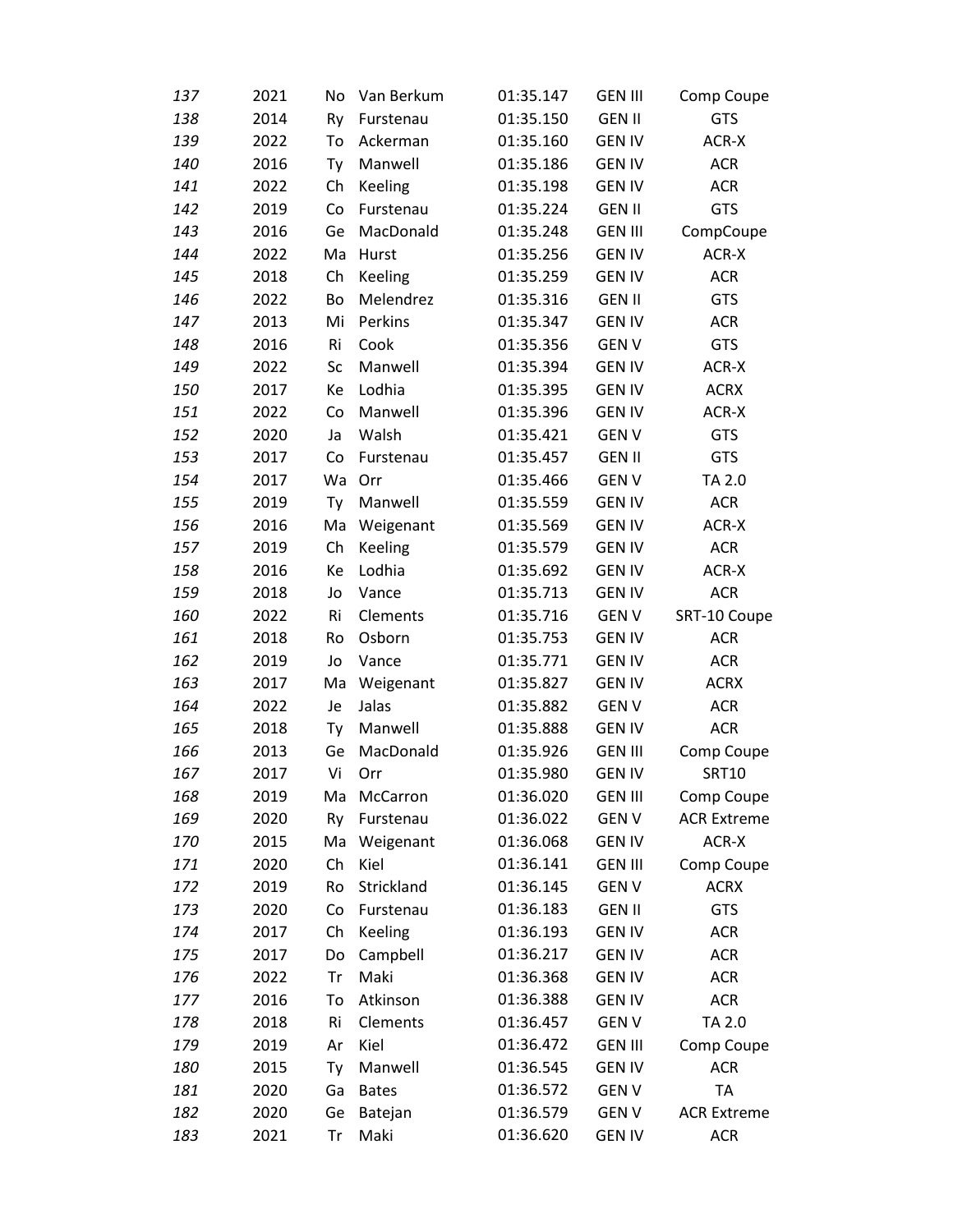| | | | | | | |
|---|---|---|---|---|---|---|
| *137* | 2021 | No | Van Berkum | 01:35.147 | GEN III | Comp Coupe |
| *138* | 2014 | Ry | Furstenau | 01:35.150 | GEN II | GTS |
| *139* | 2022 | To | Ackerman | 01:35.160 | GEN IV | ACR-X |
| *140* | 2016 | Ty | Manwell | 01:35.186 | GEN IV | ACR |
| *141* | 2022 | Ch | Keeling | 01:35.198 | GEN IV | ACR |
| *142* | 2019 | Co | Furstenau | 01:35.224 | GEN II | GTS |
| *143* | 2016 | Ge | MacDonald | 01:35.248 | GEN III | CompCoupe |
| *144* | 2022 | Ma | Hurst | 01:35.256 | GEN IV | ACR-X |
| *145* | 2018 | Ch | Keeling | 01:35.259 | GEN IV | ACR |
| *146* | 2022 | Bo | Melendrez | 01:35.316 | GEN II | GTS |
| *147* | 2013 | Mi | Perkins | 01:35.347 | GEN IV | ACR |
| *148* | 2016 | Ri | Cook | 01:35.356 | GEN V | GTS |
| *149* | 2022 | Sc | Manwell | 01:35.394 | GEN IV | ACR-X |
| *150* | 2017 | Ke | Lodhia | 01:35.395 | GEN IV | ACRX |
| *151* | 2022 | Co | Manwell | 01:35.396 | GEN IV | ACR-X |
| *152* | 2020 | Ja | Walsh | 01:35.421 | GEN V | GTS |
| *153* | 2017 | Co | Furstenau | 01:35.457 | GEN II | GTS |
| *154* | 2017 | Wa | Orr | 01:35.466 | GEN V | TA 2.0 |
| *155* | 2019 | Ty | Manwell | 01:35.559 | GEN IV | ACR |
| *156* | 2016 | Ma | Weigenant | 01:35.569 | GEN IV | ACR-X |
| *157* | 2019 | Ch | Keeling | 01:35.579 | GEN IV | ACR |
| *158* | 2016 | Ke | Lodhia | 01:35.692 | GEN IV | ACR-X |
| *159* | 2018 | Jo | Vance | 01:35.713 | GEN IV | ACR |
| *160* | 2022 | Ri | Clements | 01:35.716 | GEN V | SRT-10 Coupe |
| *161* | 2018 | Ro | Osborn | 01:35.753 | GEN IV | ACR |
| *162* | 2019 | Jo | Vance | 01:35.771 | GEN IV | ACR |
| *163* | 2017 | Ma | Weigenant | 01:35.827 | GEN IV | ACRX |
| *164* | 2022 | Je | Jalas | 01:35.882 | GEN V | ACR |
| *165* | 2018 | Ty | Manwell | 01:35.888 | GEN IV | ACR |
| *166* | 2013 | Ge | MacDonald | 01:35.926 | GEN III | Comp Coupe |
| *167* | 2017 | Vi | Orr | 01:35.980 | GEN IV | SRT10 |
| *168* | 2019 | Ma | McCarron | 01:36.020 | GEN III | Comp Coupe |
| *169* | 2020 | Ry | Furstenau | 01:36.022 | GEN V | ACR Extreme |
| *170* | 2015 | Ma | Weigenant | 01:36.068 | GEN IV | ACR-X |
| *171* | 2020 | Ch | Kiel | 01:36.141 | GEN III | Comp Coupe |
| *172* | 2019 | Ro | Strickland | 01:36.145 | GEN V | ACRX |
| *173* | 2020 | Co | Furstenau | 01:36.183 | GEN II | GTS |
| *174* | 2017 | Ch | Keeling | 01:36.193 | GEN IV | ACR |
| *175* | 2017 | Do | Campbell | 01:36.217 | GEN IV | ACR |
| *176* | 2022 | Tr | Maki | 01:36.368 | GEN IV | ACR |
| *177* | 2016 | To | Atkinson | 01:36.388 | GEN IV | ACR |
| *178* | 2018 | Ri | Clements | 01:36.457 | GEN V | TA 2.0 |
| *179* | 2019 | Ar | Kiel | 01:36.472 | GEN III | Comp Coupe |
| *180* | 2015 | Ty | Manwell | 01:36.545 | GEN IV | ACR |
| *181* | 2020 | Ga | Bates | 01:36.572 | GEN V | TA |
| *182* | 2020 | Ge | Batejan | 01:36.579 | GEN V | ACR Extreme |
| *183* | 2021 | Tr | Maki | 01:36.620 | GEN IV | ACR |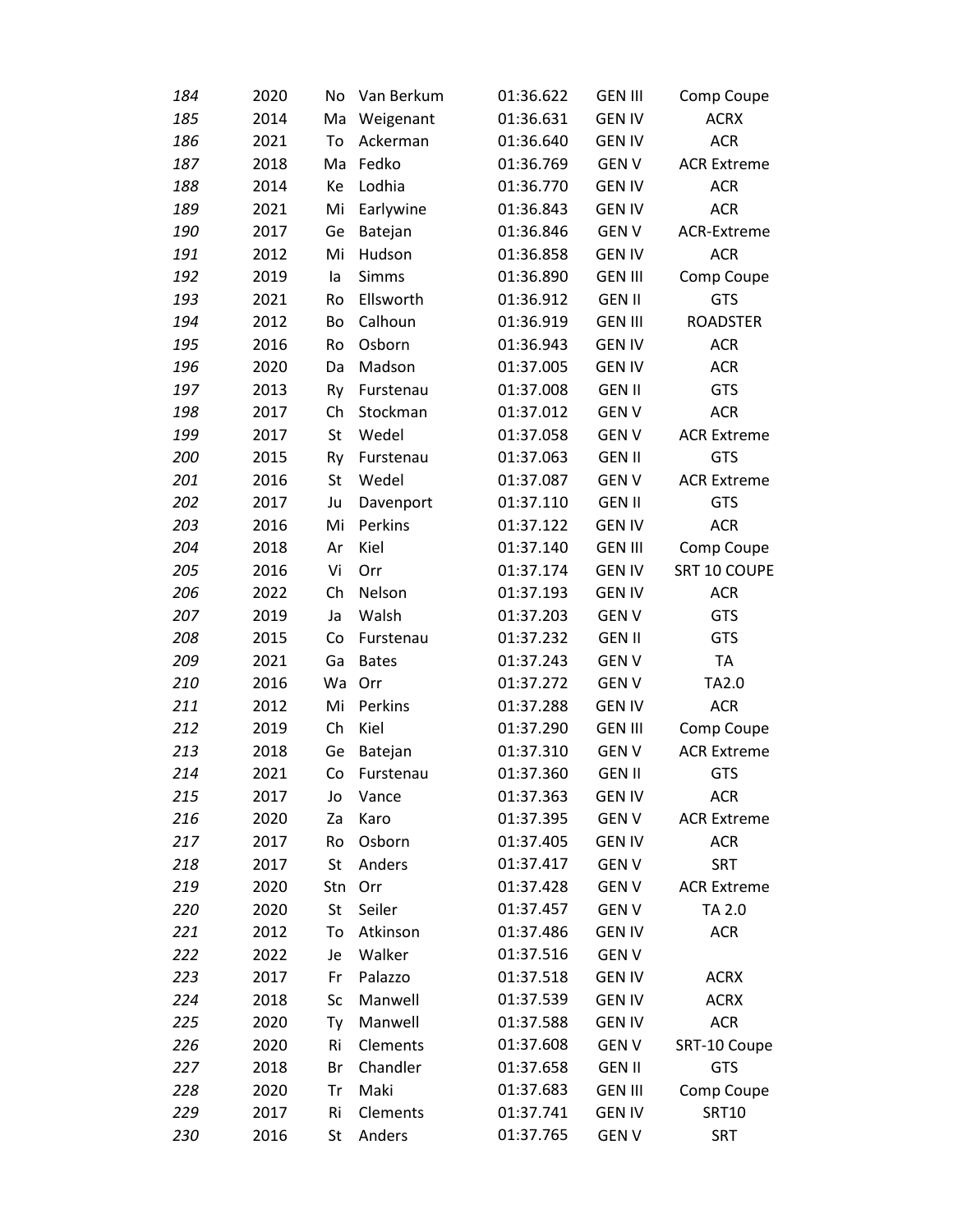| | | | | | | |
|---|---|---|---|---|---|---|
| *184* | 2020 | No | Van Berkum | 01:36.622 | GEN III | Comp Coupe |
| *185* | 2014 | Ma | Weigenant | 01:36.631 | GEN IV | ACRX |
| *186* | 2021 | To | Ackerman | 01:36.640 | GEN IV | ACR |
| *187* | 2018 | Ma | Fedko | 01:36.769 | GEN V | ACR Extreme |
| *188* | 2014 | Ke | Lodhia | 01:36.770 | GEN IV | ACR |
| *189* | 2021 | Mi | Earlywine | 01:36.843 | GEN IV | ACR |
| *190* | 2017 | Ge | Batejan | 01:36.846 | GEN V | ACR-Extreme |
| *191* | 2012 | Mi | Hudson | 01:36.858 | GEN IV | ACR |
| *192* | 2019 | Ia | Simms | 01:36.890 | GEN III | Comp Coupe |
| *193* | 2021 | Ro | Ellsworth | 01:36.912 | GEN II | GTS |
| *194* | 2012 | Bo | Calhoun | 01:36.919 | GEN III | ROADSTER |
| *195* | 2016 | Ro | Osborn | 01:36.943 | GEN IV | ACR |
| *196* | 2020 | Da | Madson | 01:37.005 | GEN IV | ACR |
| *197* | 2013 | Ry | Furstenau | 01:37.008 | GEN II | GTS |
| *198* | 2017 | Ch | Stockman | 01:37.012 | GEN V | ACR |
| *199* | 2017 | St | Wedel | 01:37.058 | GEN V | ACR Extreme |
| *200* | 2015 | Ry | Furstenau | 01:37.063 | GEN II | GTS |
| *201* | 2016 | St | Wedel | 01:37.087 | GEN V | ACR Extreme |
| *202* | 2017 | Ju | Davenport | 01:37.110 | GEN II | GTS |
| *203* | 2016 | Mi | Perkins | 01:37.122 | GEN IV | ACR |
| *204* | 2018 | Ar | Kiel | 01:37.140 | GEN III | Comp Coupe |
| *205* | 2016 | Vi | Orr | 01:37.174 | GEN IV | SRT 10 COUPE |
| *206* | 2022 | Ch | Nelson | 01:37.193 | GEN IV | ACR |
| *207* | 2019 | Ja | Walsh | 01:37.203 | GEN V | GTS |
| *208* | 2015 | Co | Furstenau | 01:37.232 | GEN II | GTS |
| *209* | 2021 | Ga | Bates | 01:37.243 | GEN V | TA |
| *210* | 2016 | Wa | Orr | 01:37.272 | GEN V | TA2.0 |
| *211* | 2012 | Mi | Perkins | 01:37.288 | GEN IV | ACR |
| *212* | 2019 | Ch | Kiel | 01:37.290 | GEN III | Comp Coupe |
| *213* | 2018 | Ge | Batejan | 01:37.310 | GEN V | ACR Extreme |
| *214* | 2021 | Co | Furstenau | 01:37.360 | GEN II | GTS |
| *215* | 2017 | Jo | Vance | 01:37.363 | GEN IV | ACR |
| *216* | 2020 | Za | Karo | 01:37.395 | GEN V | ACR Extreme |
| *217* | 2017 | Ro | Osborn | 01:37.405 | GEN IV | ACR |
| *218* | 2017 | St | Anders | 01:37.417 | GEN V | SRT |
| *219* | 2020 | Stn | Orr | 01:37.428 | GEN V | ACR Extreme |
| *220* | 2020 | St | Seiler | 01:37.457 | GEN V | TA 2.0 |
| *221* | 2012 | To | Atkinson | 01:37.486 | GEN IV | ACR |
| *222* | 2022 | Je | Walker | 01:37.516 | GEN V | |
| *223* | 2017 | Fr | Palazzo | 01:37.518 | GEN IV | ACRX |
| *224* | 2018 | Sc | Manwell | 01:37.539 | GEN IV | ACRX |
| *225* | 2020 | Ty | Manwell | 01:37.588 | GEN IV | ACR |
| *226* | 2020 | Ri | Clements | 01:37.608 | GEN V | SRT-10 Coupe |
| *227* | 2018 | Br | Chandler | 01:37.658 | GEN II | GTS |
| *228* | 2020 | Tr | Maki | 01:37.683 | GEN III | Comp Coupe |
| *229* | 2017 | Ri | Clements | 01:37.741 | GEN IV | SRT10 |
| *230* | 2016 | St | Anders | 01:37.765 | GEN V | SRT |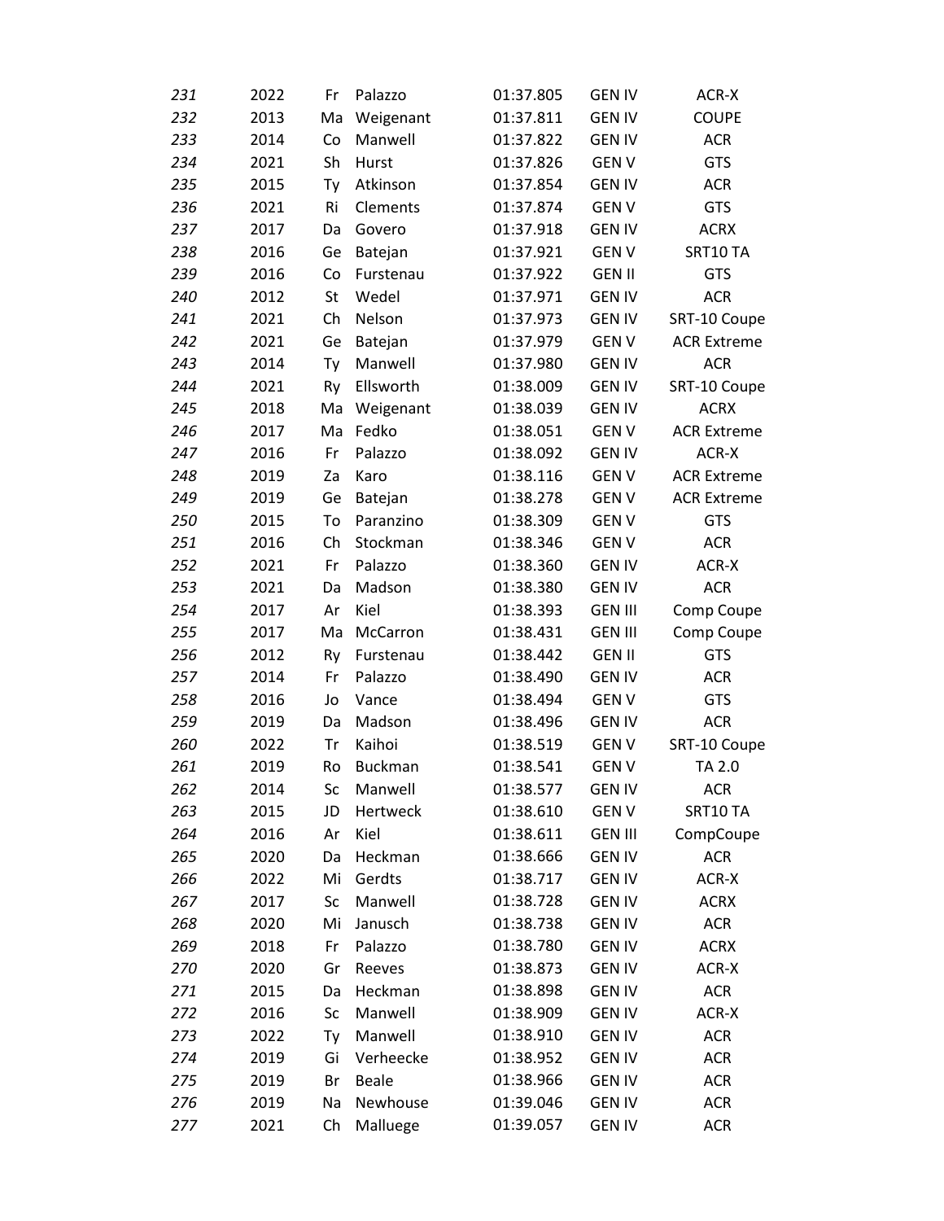| | | | | | | |
|---|---|---|---|---|---|---|
| *231* | 2022 | Fr | Palazzo | 01:37.805 | GEN IV | ACR-X |
| *232* | 2013 | Ma | Weigenant | 01:37.811 | GEN IV | COUPE |
| *233* | 2014 | Co | Manwell | 01:37.822 | GEN IV | ACR |
| *234* | 2021 | Sh | Hurst | 01:37.826 | GEN V | GTS |
| *235* | 2015 | Ty | Atkinson | 01:37.854 | GEN IV | ACR |
| *236* | 2021 | Ri | Clements | 01:37.874 | GEN V | GTS |
| *237* | 2017 | Da | Govero | 01:37.918 | GEN IV | ACRX |
| *238* | 2016 | Ge | Batejan | 01:37.921 | GEN V | SRT10 TA |
| *239* | 2016 | Co | Furstenau | 01:37.922 | GEN II | GTS |
| *240* | 2012 | St | Wedel | 01:37.971 | GEN IV | ACR |
| *241* | 2021 | Ch | Nelson | 01:37.973 | GEN IV | SRT-10 Coupe |
| *242* | 2021 | Ge | Batejan | 01:37.979 | GEN V | ACR Extreme |
| *243* | 2014 | Ty | Manwell | 01:37.980 | GEN IV | ACR |
| *244* | 2021 | Ry | Ellsworth | 01:38.009 | GEN IV | SRT-10 Coupe |
| *245* | 2018 | Ma | Weigenant | 01:38.039 | GEN IV | ACRX |
| *246* | 2017 | Ma | Fedko | 01:38.051 | GEN V | ACR Extreme |
| *247* | 2016 | Fr | Palazzo | 01:38.092 | GEN IV | ACR-X |
| *248* | 2019 | Za | Karo | 01:38.116 | GEN V | ACR Extreme |
| *249* | 2019 | Ge | Batejan | 01:38.278 | GEN V | ACR Extreme |
| *250* | 2015 | To | Paranzino | 01:38.309 | GEN V | GTS |
| *251* | 2016 | Ch | Stockman | 01:38.346 | GEN V | ACR |
| *252* | 2021 | Fr | Palazzo | 01:38.360 | GEN IV | ACR-X |
| *253* | 2021 | Da | Madson | 01:38.380 | GEN IV | ACR |
| *254* | 2017 | Ar | Kiel | 01:38.393 | GEN III | Comp Coupe |
| *255* | 2017 | Ma | McCarron | 01:38.431 | GEN III | Comp Coupe |
| *256* | 2012 | Ry | Furstenau | 01:38.442 | GEN II | GTS |
| *257* | 2014 | Fr | Palazzo | 01:38.490 | GEN IV | ACR |
| *258* | 2016 | Jo | Vance | 01:38.494 | GEN V | GTS |
| *259* | 2019 | Da | Madson | 01:38.496 | GEN IV | ACR |
| *260* | 2022 | Tr | Kaihoi | 01:38.519 | GEN V | SRT-10 Coupe |
| *261* | 2019 | Ro | Buckman | 01:38.541 | GEN V | TA 2.0 |
| *262* | 2014 | Sc | Manwell | 01:38.577 | GEN IV | ACR |
| *263* | 2015 | JD | Hertweck | 01:38.610 | GEN V | SRT10 TA |
| *264* | 2016 | Ar | Kiel | 01:38.611 | GEN III | CompCoupe |
| *265* | 2020 | Da | Heckman | 01:38.666 | GEN IV | ACR |
| *266* | 2022 | Mi | Gerdts | 01:38.717 | GEN IV | ACR-X |
| *267* | 2017 | Sc | Manwell | 01:38.728 | GEN IV | ACRX |
| *268* | 2020 | Mi | Janusch | 01:38.738 | GEN IV | ACR |
| *269* | 2018 | Fr | Palazzo | 01:38.780 | GEN IV | ACRX |
| *270* | 2020 | Gr | Reeves | 01:38.873 | GEN IV | ACR-X |
| *271* | 2015 | Da | Heckman | 01:38.898 | GEN IV | ACR |
| *272* | 2016 | Sc | Manwell | 01:38.909 | GEN IV | ACR-X |
| *273* | 2022 | Ty | Manwell | 01:38.910 | GEN IV | ACR |
| *274* | 2019 | Gi | Verheecke | 01:38.952 | GEN IV | ACR |
| *275* | 2019 | Br | Beale | 01:38.966 | GEN IV | ACR |
| *276* | 2019 | Na | Newhouse | 01:39.046 | GEN IV | ACR |
| *277* | 2021 | Ch | Malluege | 01:39.057 | GEN IV | ACR |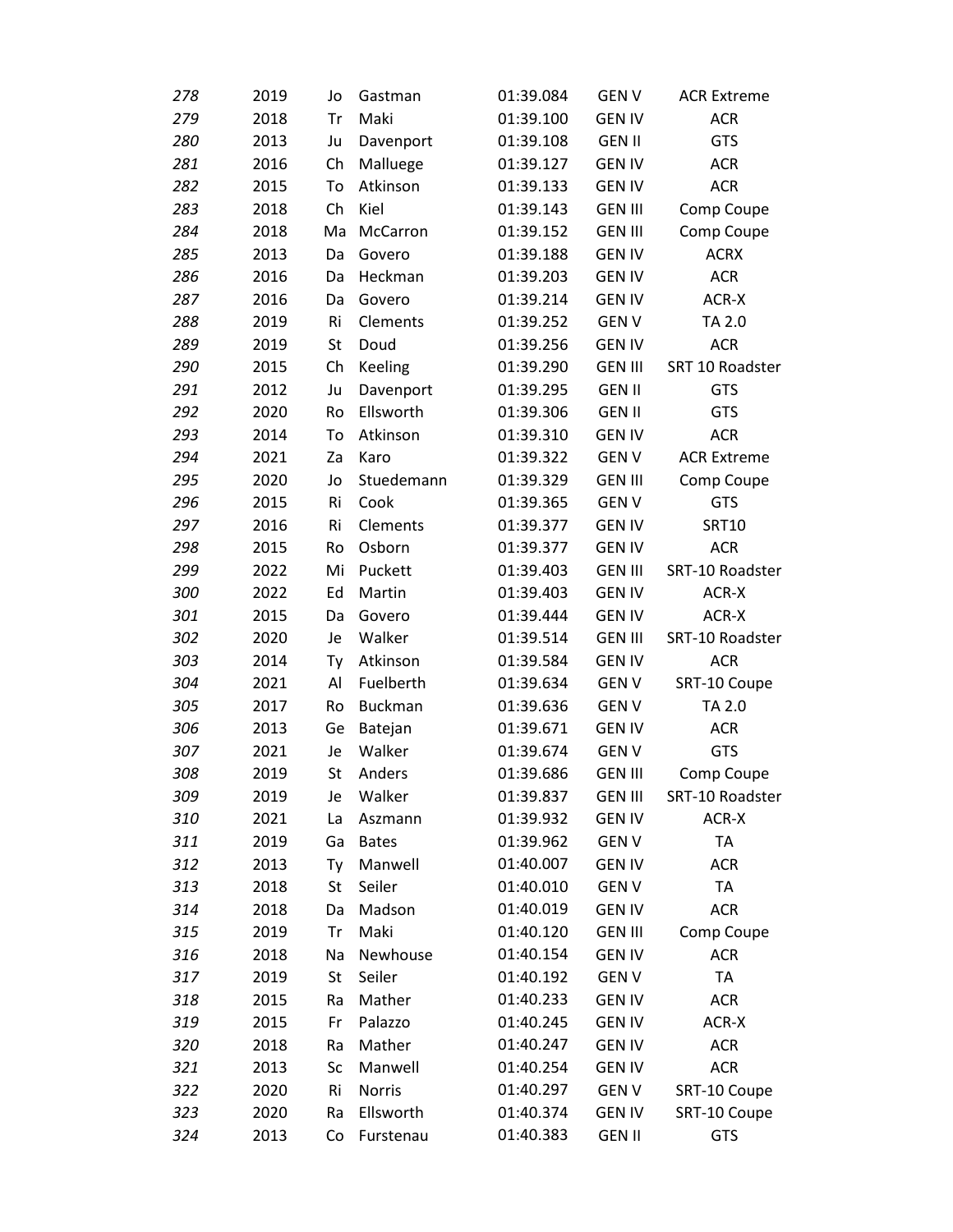| | | | | | | |
|---|---|---|---|---|---|---|
| *278* | 2019 | Jo | Gastman | 01:39.084 | GEN V | ACR Extreme |
| *279* | 2018 | Tr | Maki | 01:39.100 | GEN IV | ACR |
| *280* | 2013 | Ju | Davenport | 01:39.108 | GEN II | GTS |
| *281* | 2016 | Ch | Malluege | 01:39.127 | GEN IV | ACR |
| *282* | 2015 | To | Atkinson | 01:39.133 | GEN IV | ACR |
| *283* | 2018 | Ch | Kiel | 01:39.143 | GEN III | Comp Coupe |
| *284* | 2018 | Ma | McCarron | 01:39.152 | GEN III | Comp Coupe |
| *285* | 2013 | Da | Govero | 01:39.188 | GEN IV | ACRX |
| *286* | 2016 | Da | Heckman | 01:39.203 | GEN IV | ACR |
| *287* | 2016 | Da | Govero | 01:39.214 | GEN IV | ACR-X |
| *288* | 2019 | Ri | Clements | 01:39.252 | GEN V | TA 2.0 |
| *289* | 2019 | St | Doud | 01:39.256 | GEN IV | ACR |
| *290* | 2015 | Ch | Keeling | 01:39.290 | GEN III | SRT 10 Roadster |
| *291* | 2012 | Ju | Davenport | 01:39.295 | GEN II | GTS |
| *292* | 2020 | Ro | Ellsworth | 01:39.306 | GEN II | GTS |
| *293* | 2014 | To | Atkinson | 01:39.310 | GEN IV | ACR |
| *294* | 2021 | Za | Karo | 01:39.322 | GEN V | ACR Extreme |
| *295* | 2020 | Jo | Stuedemann | 01:39.329 | GEN III | Comp Coupe |
| *296* | 2015 | Ri | Cook | 01:39.365 | GEN V | GTS |
| *297* | 2016 | Ri | Clements | 01:39.377 | GEN IV | SRT10 |
| *298* | 2015 | Ro | Osborn | 01:39.377 | GEN IV | ACR |
| *299* | 2022 | Mi | Puckett | 01:39.403 | GEN III | SRT-10 Roadster |
| *300* | 2022 | Ed | Martin | 01:39.403 | GEN IV | ACR-X |
| *301* | 2015 | Da | Govero | 01:39.444 | GEN IV | ACR-X |
| *302* | 2020 | Je | Walker | 01:39.514 | GEN III | SRT-10 Roadster |
| *303* | 2014 | Ty | Atkinson | 01:39.584 | GEN IV | ACR |
| *304* | 2021 | Al | Fuelberth | 01:39.634 | GEN V | SRT-10 Coupe |
| *305* | 2017 | Ro | Buckman | 01:39.636 | GEN V | TA 2.0 |
| *306* | 2013 | Ge | Batejan | 01:39.671 | GEN IV | ACR |
| *307* | 2021 | Je | Walker | 01:39.674 | GEN V | GTS |
| *308* | 2019 | St | Anders | 01:39.686 | GEN III | Comp Coupe |
| *309* | 2019 | Je | Walker | 01:39.837 | GEN III | SRT-10 Roadster |
| *310* | 2021 | La | Aszmann | 01:39.932 | GEN IV | ACR-X |
| *311* | 2019 | Ga | Bates | 01:39.962 | GEN V | TA |
| *312* | 2013 | Ty | Manwell | 01:40.007 | GEN IV | ACR |
| *313* | 2018 | St | Seiler | 01:40.010 | GEN V | TA |
| *314* | 2018 | Da | Madson | 01:40.019 | GEN IV | ACR |
| *315* | 2019 | Tr | Maki | 01:40.120 | GEN III | Comp Coupe |
| *316* | 2018 | Na | Newhouse | 01:40.154 | GEN IV | ACR |
| *317* | 2019 | St | Seiler | 01:40.192 | GEN V | TA |
| *318* | 2015 | Ra | Mather | 01:40.233 | GEN IV | ACR |
| *319* | 2015 | Fr | Palazzo | 01:40.245 | GEN IV | ACR-X |
| *320* | 2018 | Ra | Mather | 01:40.247 | GEN IV | ACR |
| *321* | 2013 | Sc | Manwell | 01:40.254 | GEN IV | ACR |
| *322* | 2020 | Ri | Norris | 01:40.297 | GEN V | SRT-10 Coupe |
| *323* | 2020 | Ra | Ellsworth | 01:40.374 | GEN IV | SRT-10 Coupe |
| *324* | 2013 | Co | Furstenau | 01:40.383 | GEN II | GTS |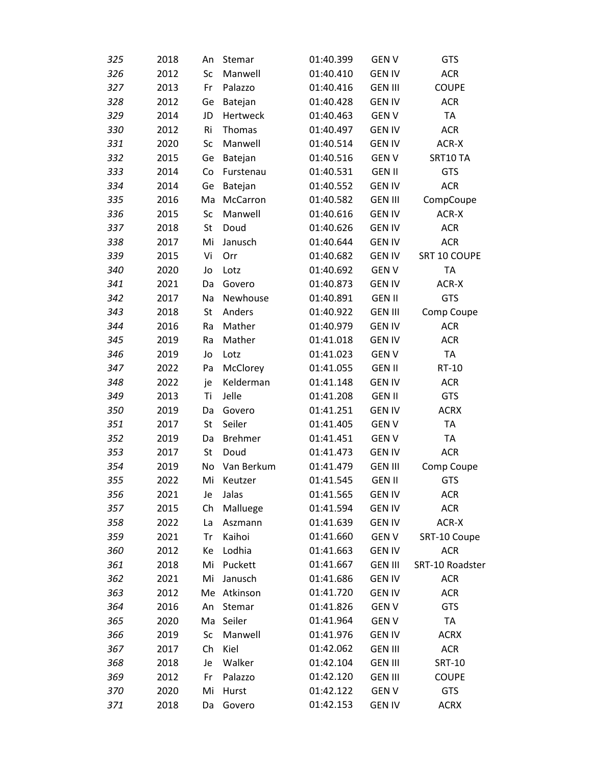| | | | | | | |
|---|---|---|---|---|---|---|
| *325* | 2018 | An | Stemar | 01:40.399 | GEN V | GTS |
| *326* | 2012 | Sc | Manwell | 01:40.410 | GEN IV | ACR |
| *327* | 2013 | Fr | Palazzo | 01:40.416 | GEN III | COUPE |
| *328* | 2012 | Ge | Batejan | 01:40.428 | GEN IV | ACR |
| *329* | 2014 | JD | Hertweck | 01:40.463 | GEN V | TA |
| *330* | 2012 | Ri | Thomas | 01:40.497 | GEN IV | ACR |
| *331* | 2020 | Sc | Manwell | 01:40.514 | GEN IV | ACR-X |
| *332* | 2015 | Ge | Batejan | 01:40.516 | GEN V | SRT10 TA |
| *333* | 2014 | Co | Furstenau | 01:40.531 | GEN II | GTS |
| *334* | 2014 | Ge | Batejan | 01:40.552 | GEN IV | ACR |
| *335* | 2016 | Ma | McCarron | 01:40.582 | GEN III | CompCoupe |
| *336* | 2015 | Sc | Manwell | 01:40.616 | GEN IV | ACR-X |
| *337* | 2018 | St | Doud | 01:40.626 | GEN IV | ACR |
| *338* | 2017 | Mi | Janusch | 01:40.644 | GEN IV | ACR |
| *339* | 2015 | Vi | Orr | 01:40.682 | GEN IV | SRT 10 COUPE |
| *340* | 2020 | Jo | Lotz | 01:40.692 | GEN V | TA |
| *341* | 2021 | Da | Govero | 01:40.873 | GEN IV | ACR-X |
| *342* | 2017 | Na | Newhouse | 01:40.891 | GEN II | GTS |
| *343* | 2018 | St | Anders | 01:40.922 | GEN III | Comp Coupe |
| *344* | 2016 | Ra | Mather | 01:40.979 | GEN IV | ACR |
| *345* | 2019 | Ra | Mather | 01:41.018 | GEN IV | ACR |
| *346* | 2019 | Jo | Lotz | 01:41.023 | GEN V | TA |
| *347* | 2022 | Pa | McClorey | 01:41.055 | GEN II | RT-10 |
| *348* | 2022 | je | Kelderman | 01:41.148 | GEN IV | ACR |
| *349* | 2013 | Ti | Jelle | 01:41.208 | GEN II | GTS |
| *350* | 2019 | Da | Govero | 01:41.251 | GEN IV | ACRX |
| *351* | 2017 | St | Seiler | 01:41.405 | GEN V | TA |
| *352* | 2019 | Da | Brehmer | 01:41.451 | GEN V | TA |
| *353* | 2017 | St | Doud | 01:41.473 | GEN IV | ACR |
| *354* | 2019 | No | Van Berkum | 01:41.479 | GEN III | Comp Coupe |
| *355* | 2022 | Mi | Keutzer | 01:41.545 | GEN II | GTS |
| *356* | 2021 | Je | Jalas | 01:41.565 | GEN IV | ACR |
| *357* | 2015 | Ch | Malluege | 01:41.594 | GEN IV | ACR |
| *358* | 2022 | La | Aszmann | 01:41.639 | GEN IV | ACR-X |
| *359* | 2021 | Tr | Kaihoi | 01:41.660 | GEN V | SRT-10 Coupe |
| *360* | 2012 | Ke | Lodhia | 01:41.663 | GEN IV | ACR |
| *361* | 2018 | Mi | Puckett | 01:41.667 | GEN III | SRT-10 Roadster |
| *362* | 2021 | Mi | Janusch | 01:41.686 | GEN IV | ACR |
| *363* | 2012 | Me | Atkinson | 01:41.720 | GEN IV | ACR |
| *364* | 2016 | An | Stemar | 01:41.826 | GEN V | GTS |
| *365* | 2020 | Ma | Seiler | 01:41.964 | GEN V | TA |
| *366* | 2019 | Sc | Manwell | 01:41.976 | GEN IV | ACRX |
| *367* | 2017 | Ch | Kiel | 01:42.062 | GEN III | ACR |
| *368* | 2018 | Je | Walker | 01:42.104 | GEN III | SRT-10 |
| *369* | 2012 | Fr | Palazzo | 01:42.120 | GEN III | COUPE |
| *370* | 2020 | Mi | Hurst | 01:42.122 | GEN V | GTS |
| *371* | 2018 | Da | Govero | 01:42.153 | GEN IV | ACRX |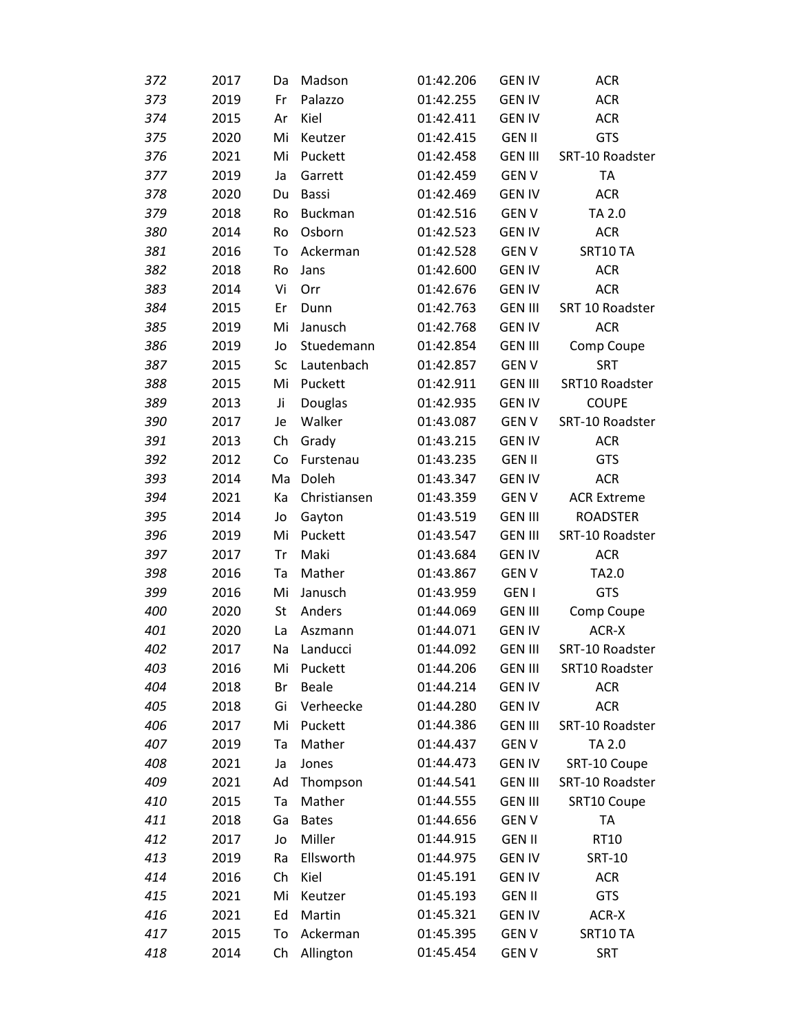| | | | | | | |
|---|---|---|---|---|---|---|
| *372* | 2017 | Da | Madson | 01:42.206 | GEN IV | ACR |
| *373* | 2019 | Fr | Palazzo | 01:42.255 | GEN IV | ACR |
| *374* | 2015 | Ar | Kiel | 01:42.411 | GEN IV | ACR |
| *375* | 2020 | Mi | Keutzer | 01:42.415 | GEN II | GTS |
| *376* | 2021 | Mi | Puckett | 01:42.458 | GEN III | SRT-10 Roadster |
| *377* | 2019 | Ja | Garrett | 01:42.459 | GEN V | TA |
| *378* | 2020 | Du | Bassi | 01:42.469 | GEN IV | ACR |
| *379* | 2018 | Ro | Buckman | 01:42.516 | GEN V | TA 2.0 |
| *380* | 2014 | Ro | Osborn | 01:42.523 | GEN IV | ACR |
| *381* | 2016 | To | Ackerman | 01:42.528 | GEN V | SRT10 TA |
| *382* | 2018 | Ro | Jans | 01:42.600 | GEN IV | ACR |
| *383* | 2014 | Vi | Orr | 01:42.676 | GEN IV | ACR |
| *384* | 2015 | Er | Dunn | 01:42.763 | GEN III | SRT 10 Roadster |
| *385* | 2019 | Mi | Janusch | 01:42.768 | GEN IV | ACR |
| *386* | 2019 | Jo | Stuedemann | 01:42.854 | GEN III | Comp Coupe |
| *387* | 2015 | Sc | Lautenbach | 01:42.857 | GEN V | SRT |
| *388* | 2015 | Mi | Puckett | 01:42.911 | GEN III | SRT10 Roadster |
| *389* | 2013 | Ji | Douglas | 01:42.935 | GEN IV | COUPE |
| *390* | 2017 | Je | Walker | 01:43.087 | GEN V | SRT-10 Roadster |
| *391* | 2013 | Ch | Grady | 01:43.215 | GEN IV | ACR |
| *392* | 2012 | Co | Furstenau | 01:43.235 | GEN II | GTS |
| *393* | 2014 | Ma | Doleh | 01:43.347 | GEN IV | ACR |
| *394* | 2021 | Ka | Christiansen | 01:43.359 | GEN V | ACR Extreme |
| *395* | 2014 | Jo | Gayton | 01:43.519 | GEN III | ROADSTER |
| *396* | 2019 | Mi | Puckett | 01:43.547 | GEN III | SRT-10 Roadster |
| *397* | 2017 | Tr | Maki | 01:43.684 | GEN IV | ACR |
| *398* | 2016 | Ta | Mather | 01:43.867 | GEN V | TA2.0 |
| *399* | 2016 | Mi | Janusch | 01:43.959 | GEN I | GTS |
| *400* | 2020 | St | Anders | 01:44.069 | GEN III | Comp Coupe |
| *401* | 2020 | La | Aszmann | 01:44.071 | GEN IV | ACR-X |
| *402* | 2017 | Na | Landucci | 01:44.092 | GEN III | SRT-10 Roadster |
| *403* | 2016 | Mi | Puckett | 01:44.206 | GEN III | SRT10 Roadster |
| *404* | 2018 | Br | Beale | 01:44.214 | GEN IV | ACR |
| *405* | 2018 | Gi | Verheecke | 01:44.280 | GEN IV | ACR |
| *406* | 2017 | Mi | Puckett | 01:44.386 | GEN III | SRT-10 Roadster |
| *407* | 2019 | Ta | Mather | 01:44.437 | GEN V | TA 2.0 |
| *408* | 2021 | Ja | Jones | 01:44.473 | GEN IV | SRT-10 Coupe |
| *409* | 2021 | Ad | Thompson | 01:44.541 | GEN III | SRT-10 Roadster |
| *410* | 2015 | Ta | Mather | 01:44.555 | GEN III | SRT10 Coupe |
| *411* | 2018 | Ga | Bates | 01:44.656 | GEN V | TA |
| *412* | 2017 | Jo | Miller | 01:44.915 | GEN II | RT10 |
| *413* | 2019 | Ra | Ellsworth | 01:44.975 | GEN IV | SRT-10 |
| *414* | 2016 | Ch | Kiel | 01:45.191 | GEN IV | ACR |
| *415* | 2021 | Mi | Keutzer | 01:45.193 | GEN II | GTS |
| *416* | 2021 | Ed | Martin | 01:45.321 | GEN IV | ACR-X |
| *417* | 2015 | To | Ackerman | 01:45.395 | GEN V | SRT10 TA |
| *418* | 2014 | Ch | Allington | 01:45.454 | GEN V | SRT |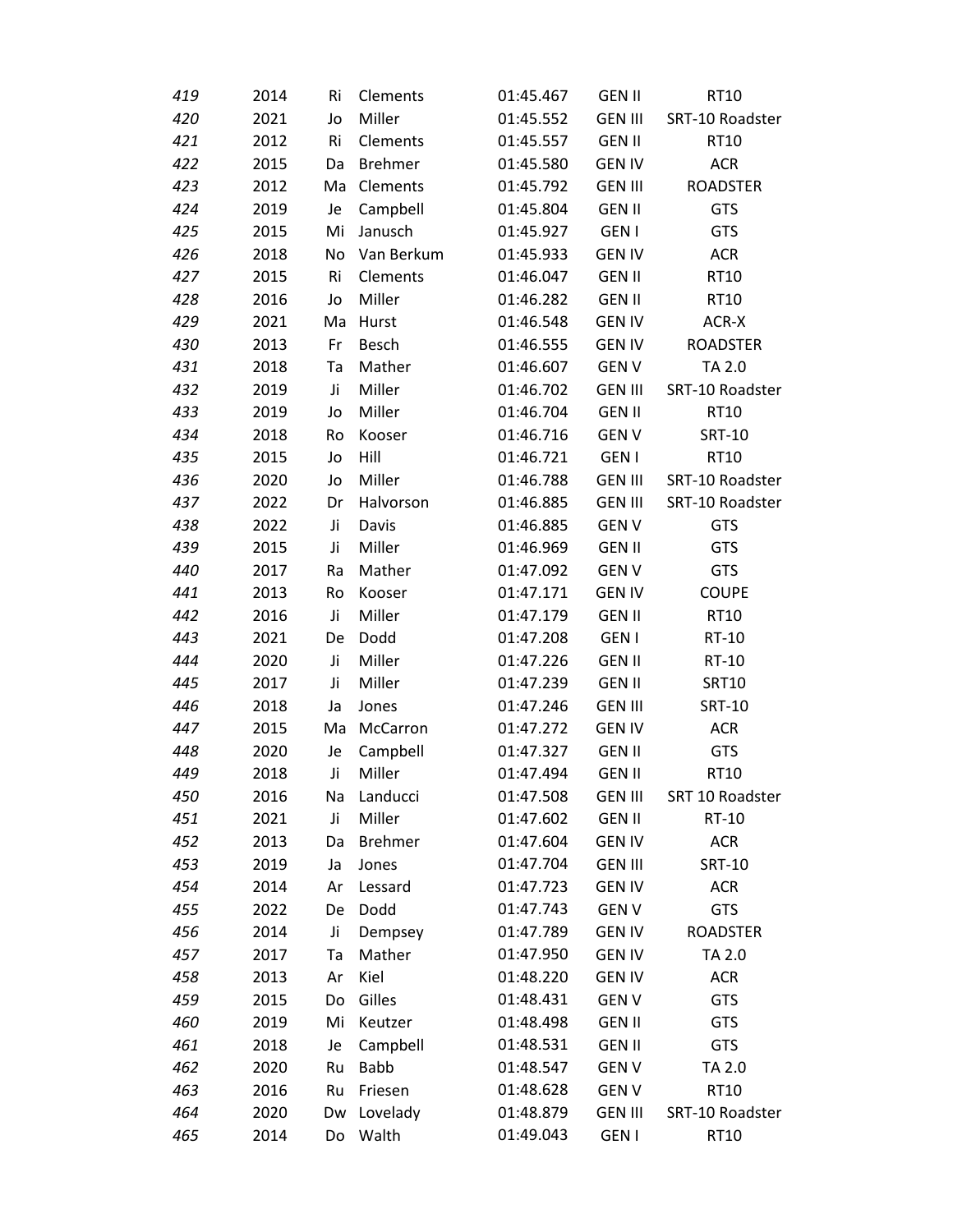| | | | | | | |
|---|---|---|---|---|---|---|
| *419* | 2014 | Ri | Clements | 01:45.467 | GEN II | RT10 |
| *420* | 2021 | Jo | Miller | 01:45.552 | GEN III | SRT-10 Roadster |
| *421* | 2012 | Ri | Clements | 01:45.557 | GEN II | RT10 |
| *422* | 2015 | Da | Brehmer | 01:45.580 | GEN IV | ACR |
| *423* | 2012 | Ma | Clements | 01:45.792 | GEN III | ROADSTER |
| *424* | 2019 | Je | Campbell | 01:45.804 | GEN II | GTS |
| *425* | 2015 | Mi | Janusch | 01:45.927 | GEN I | GTS |
| *426* | 2018 | No | Van Berkum | 01:45.933 | GEN IV | ACR |
| *427* | 2015 | Ri | Clements | 01:46.047 | GEN II | RT10 |
| *428* | 2016 | Jo | Miller | 01:46.282 | GEN II | RT10 |
| *429* | 2021 | Ma | Hurst | 01:46.548 | GEN IV | ACR-X |
| *430* | 2013 | Fr | Besch | 01:46.555 | GEN IV | ROADSTER |
| *431* | 2018 | Ta | Mather | 01:46.607 | GEN V | TA 2.0 |
| *432* | 2019 | Ji | Miller | 01:46.702 | GEN III | SRT-10 Roadster |
| *433* | 2019 | Jo | Miller | 01:46.704 | GEN II | RT10 |
| *434* | 2018 | Ro | Kooser | 01:46.716 | GEN V | SRT-10 |
| *435* | 2015 | Jo | Hill | 01:46.721 | GEN I | RT10 |
| *436* | 2020 | Jo | Miller | 01:46.788 | GEN III | SRT-10 Roadster |
| *437* | 2022 | Dr | Halvorson | 01:46.885 | GEN III | SRT-10 Roadster |
| *438* | 2022 | Ji | Davis | 01:46.885 | GEN V | GTS |
| *439* | 2015 | Ji | Miller | 01:46.969 | GEN II | GTS |
| *440* | 2017 | Ra | Mather | 01:47.092 | GEN V | GTS |
| *441* | 2013 | Ro | Kooser | 01:47.171 | GEN IV | COUPE |
| *442* | 2016 | Ji | Miller | 01:47.179 | GEN II | RT10 |
| *443* | 2021 | De | Dodd | 01:47.208 | GEN I | RT-10 |
| *444* | 2020 | Ji | Miller | 01:47.226 | GEN II | RT-10 |
| *445* | 2017 | Ji | Miller | 01:47.239 | GEN II | SRT10 |
| *446* | 2018 | Ja | Jones | 01:47.246 | GEN III | SRT-10 |
| *447* | 2015 | Ma | McCarron | 01:47.272 | GEN IV | ACR |
| *448* | 2020 | Je | Campbell | 01:47.327 | GEN II | GTS |
| *449* | 2018 | Ji | Miller | 01:47.494 | GEN II | RT10 |
| *450* | 2016 | Na | Landucci | 01:47.508 | GEN III | SRT 10 Roadster |
| *451* | 2021 | Ji | Miller | 01:47.602 | GEN II | RT-10 |
| *452* | 2013 | Da | Brehmer | 01:47.604 | GEN IV | ACR |
| *453* | 2019 | Ja | Jones | 01:47.704 | GEN III | SRT-10 |
| *454* | 2014 | Ar | Lessard | 01:47.723 | GEN IV | ACR |
| *455* | 2022 | De | Dodd | 01:47.743 | GEN V | GTS |
| *456* | 2014 | Ji | Dempsey | 01:47.789 | GEN IV | ROADSTER |
| *457* | 2017 | Ta | Mather | 01:47.950 | GEN IV | TA 2.0 |
| *458* | 2013 | Ar | Kiel | 01:48.220 | GEN IV | ACR |
| *459* | 2015 | Do | Gilles | 01:48.431 | GEN V | GTS |
| *460* | 2019 | Mi | Keutzer | 01:48.498 | GEN II | GTS |
| *461* | 2018 | Je | Campbell | 01:48.531 | GEN II | GTS |
| *462* | 2020 | Ru | Babb | 01:48.547 | GEN V | TA 2.0 |
| *463* | 2016 | Ru | Friesen | 01:48.628 | GEN V | RT10 |
| *464* | 2020 | Dw | Lovelady | 01:48.879 | GEN III | SRT-10 Roadster |
| *465* | 2014 | Do | Walth | 01:49.043 | GEN I | RT10 |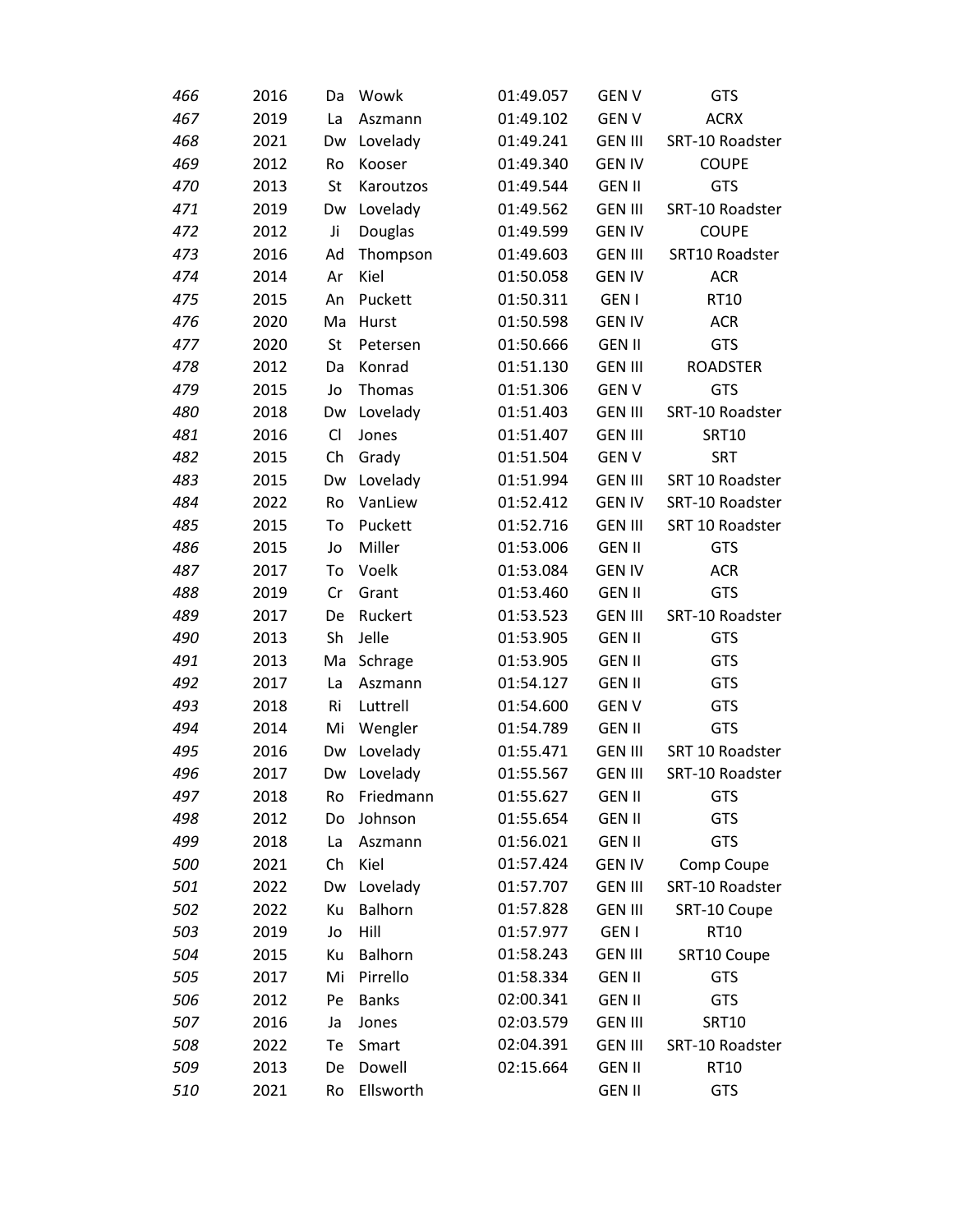| | | | | | | |
|---|---|---|---|---|---|---|
| *466* | 2016 | Da | Wowk | 01:49.057 | GEN V | GTS |
| *467* | 2019 | La | Aszmann | 01:49.102 | GEN V | ACRX |
| *468* | 2021 | Dw | Lovelady | 01:49.241 | GEN III | SRT-10 Roadster |
| *469* | 2012 | Ro | Kooser | 01:49.340 | GEN IV | COUPE |
| *470* | 2013 | St | Karoutzos | 01:49.544 | GEN II | GTS |
| *471* | 2019 | Dw | Lovelady | 01:49.562 | GEN III | SRT-10 Roadster |
| *472* | 2012 | Ji | Douglas | 01:49.599 | GEN IV | COUPE |
| *473* | 2016 | Ad | Thompson | 01:49.603 | GEN III | SRT10 Roadster |
| *474* | 2014 | Ar | Kiel | 01:50.058 | GEN IV | ACR |
| *475* | 2015 | An | Puckett | 01:50.311 | GEN I | RT10 |
| *476* | 2020 | Ma | Hurst | 01:50.598 | GEN IV | ACR |
| *477* | 2020 | St | Petersen | 01:50.666 | GEN II | GTS |
| *478* | 2012 | Da | Konrad | 01:51.130 | GEN III | ROADSTER |
| *479* | 2015 | Jo | Thomas | 01:51.306 | GEN V | GTS |
| *480* | 2018 | Dw | Lovelady | 01:51.403 | GEN III | SRT-10 Roadster |
| *481* | 2016 | Cl | Jones | 01:51.407 | GEN III | SRT10 |
| *482* | 2015 | Ch | Grady | 01:51.504 | GEN V | SRT |
| *483* | 2015 | Dw | Lovelady | 01:51.994 | GEN III | SRT 10 Roadster |
| *484* | 2022 | Ro | VanLiew | 01:52.412 | GEN IV | SRT-10 Roadster |
| *485* | 2015 | To | Puckett | 01:52.716 | GEN III | SRT 10 Roadster |
| *486* | 2015 | Jo | Miller | 01:53.006 | GEN II | GTS |
| *487* | 2017 | To | Voelk | 01:53.084 | GEN IV | ACR |
| *488* | 2019 | Cr | Grant | 01:53.460 | GEN II | GTS |
| *489* | 2017 | De | Ruckert | 01:53.523 | GEN III | SRT-10 Roadster |
| *490* | 2013 | Sh | Jelle | 01:53.905 | GEN II | GTS |
| *491* | 2013 | Ma | Schrage | 01:53.905 | GEN II | GTS |
| *492* | 2017 | La | Aszmann | 01:54.127 | GEN II | GTS |
| *493* | 2018 | Ri | Luttrell | 01:54.600 | GEN V | GTS |
| *494* | 2014 | Mi | Wengler | 01:54.789 | GEN II | GTS |
| *495* | 2016 | Dw | Lovelady | 01:55.471 | GEN III | SRT 10 Roadster |
| *496* | 2017 | Dw | Lovelady | 01:55.567 | GEN III | SRT-10 Roadster |
| *497* | 2018 | Ro | Friedmann | 01:55.627 | GEN II | GTS |
| *498* | 2012 | Do | Johnson | 01:55.654 | GEN II | GTS |
| *499* | 2018 | La | Aszmann | 01:56.021 | GEN II | GTS |
| *500* | 2021 | Ch | Kiel | 01:57.424 | GEN IV | Comp Coupe |
| *501* | 2022 | Dw | Lovelady | 01:57.707 | GEN III | SRT-10 Roadster |
| *502* | 2022 | Ku | Balhorn | 01:57.828 | GEN III | SRT-10 Coupe |
| *503* | 2019 | Jo | Hill | 01:57.977 | GEN I | RT10 |
| *504* | 2015 | Ku | Balhorn | 01:58.243 | GEN III | SRT10 Coupe |
| *505* | 2017 | Mi | Pirrello | 01:58.334 | GEN II | GTS |
| *506* | 2012 | Pe | Banks | 02:00.341 | GEN II | GTS |
| *507* | 2016 | Ja | Jones | 02:03.579 | GEN III | SRT10 |
| *508* | 2022 | Te | Smart | 02:04.391 | GEN III | SRT-10 Roadster |
| *509* | 2013 | De | Dowell | 02:15.664 | GEN II | RT10 |
| *510* | 2021 | Ro | Ellsworth | | GEN II | GTS |